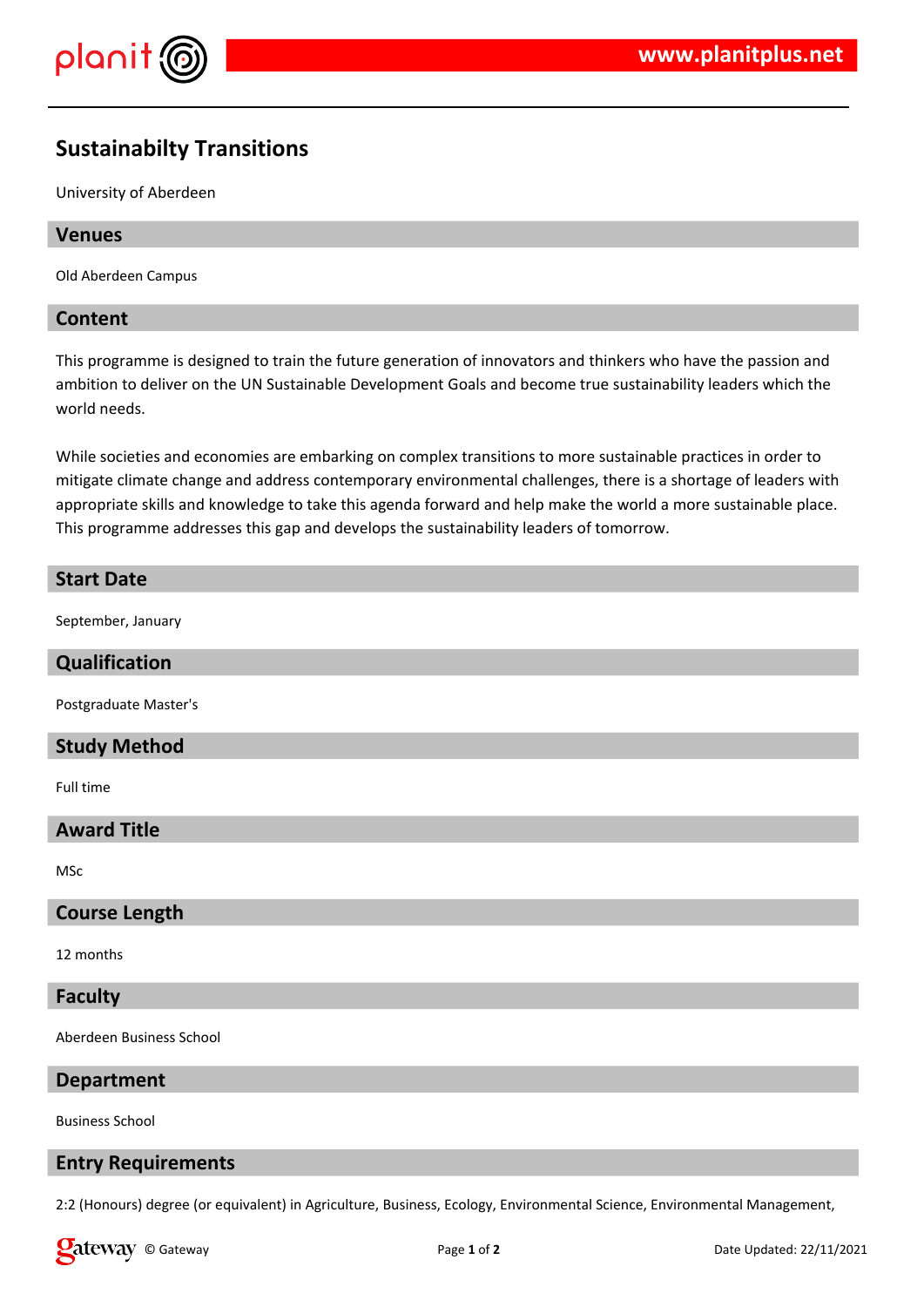# Sustainabilty Transitions

University of Aberdeen

## Venues

Old Aberdeen Campus

## Content

This programme is designed to train the future generation of innovators and thinkers who have the passion and ambition to deliver on the UN Sustainable Development Goals and become true sustainability leaders which the world needs.

While societies and economies are embarking on complex transitions to more sustainable practices in order to mitigate climate change and address contemporary environmental challenges, there is a shortage of leaders with appropriate skills and knowledge to take this agenda forward and help make the world a more sustainable place. This programme addresses this gap and develops the sustainability leaders of tomorrow.

## Start Date

September, January

## Qualification

Postgraduate Master's

## Study Method

Full time

## Award Title

MSc

## Course Length

12 months

## Faculty

Aberdeen Business School

## Department

Business School

## Entry Requirements

2:2 (Honours) degree (or equivalent) in Agriculture, Business, Ecology, Environmental Science, Environmental Management,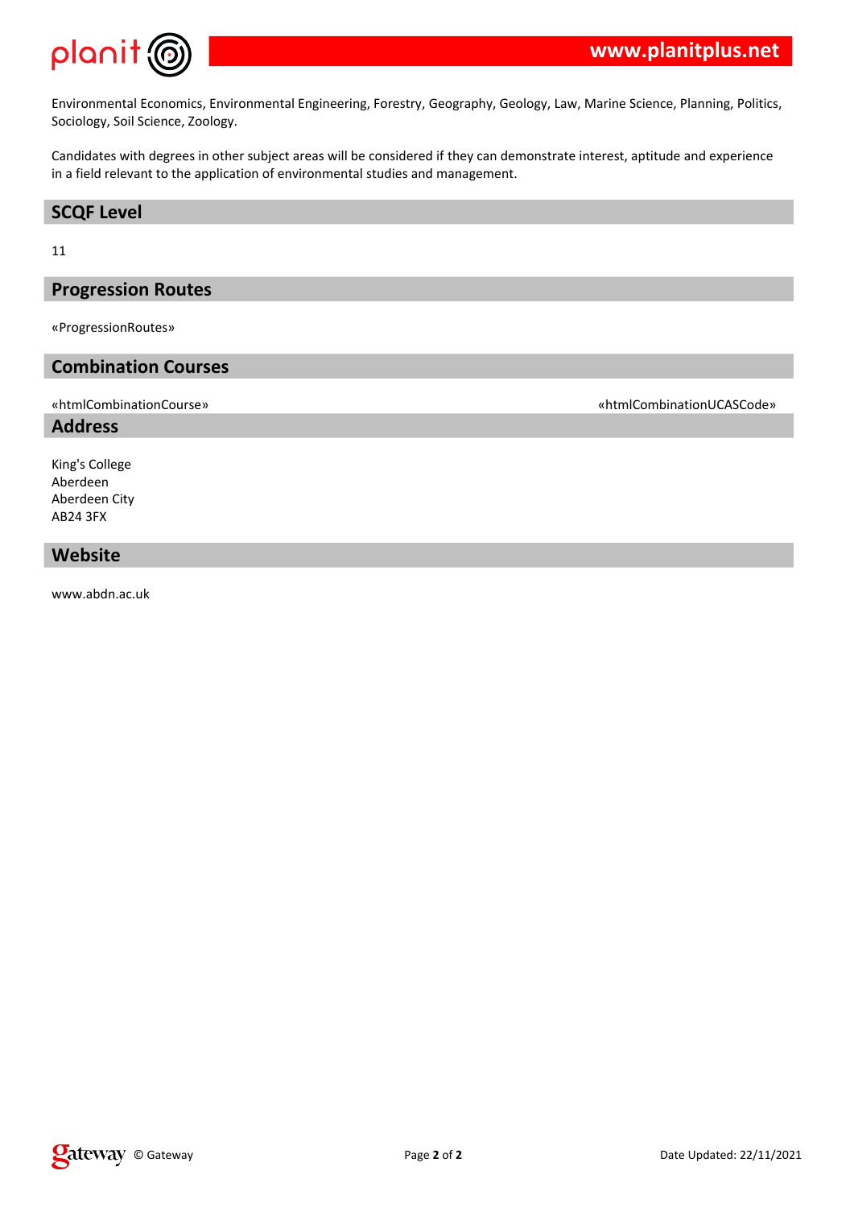Environmental Economics, Environmental Engineering, Forestry, Geography, Geology, Law, Marine Science, Planning, Politics, Sociology, Soil Science, Zoology.

Candidates with degrees in other subject areas will be considered if they can demonstrate interest, aptitude and experience in a field relevant to the application of environmental studies and management.

## SCQF Level

11

## Progression Routes

«ProgressionRoutes»

## Combination Courses

«htmlCombinationCourse» «htmlCombinationUCASCode»

## Address

King's College
Aberdeen
Aberdeen City
AB24 3FX

## Website

www.abdn.ac.uk